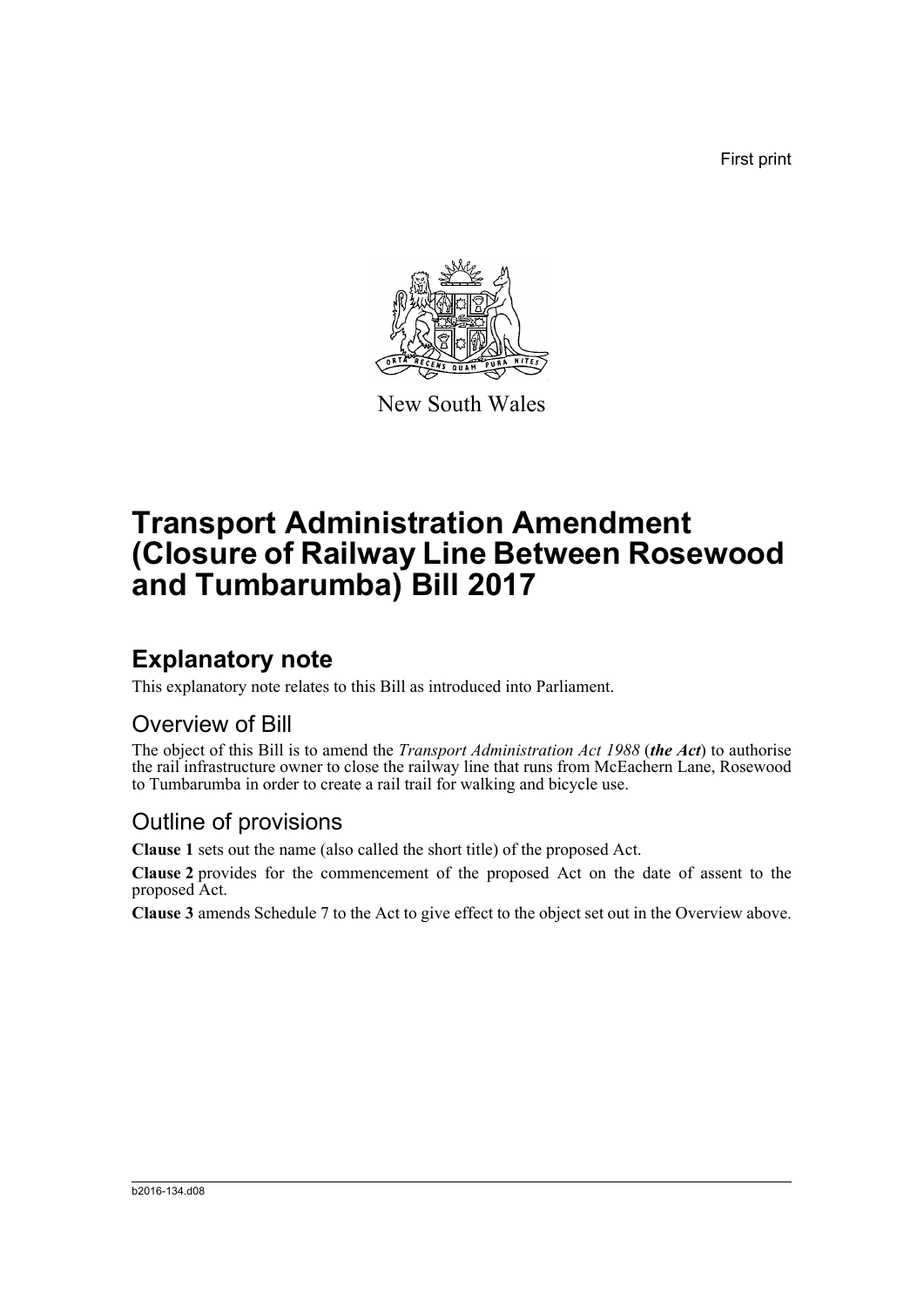First print

New South Wales

# Transport Administration Amendment (Closure of Railway Line Between Rosewood and Tumbarumba) Bill 2017

## Explanatory note

This explanatory note relates to this Bill as introduced into Parliament.

### Overview of Bill

The object of this Bill is to amend the *Transport Administration Act 1988* (***the Act***) to authorise the rail infrastructure owner to close the railway line that runs from McEachern Lane, Rosewood to Tumbarumba in order to create a rail trail for walking and bicycle use.

### Outline of provisions

**Clause 1** sets out the name (also called the short title) of the proposed Act.

**Clause 2** provides for the commencement of the proposed Act on the date of assent to the proposed Act.

**Clause 3** amends Schedule 7 to the Act to give effect to the object set out in the Overview above.

b2016-134.d08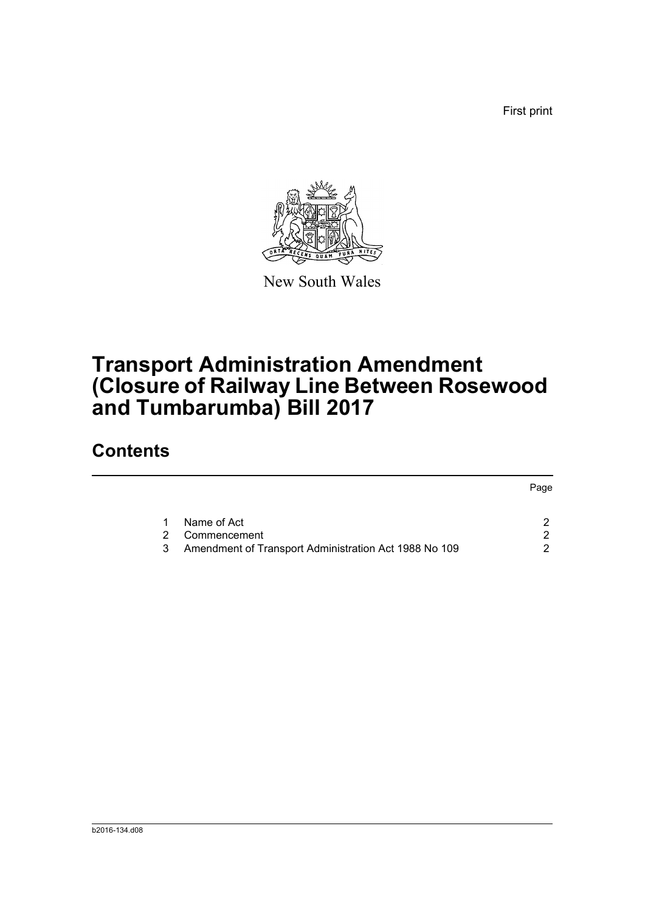First print

New South Wales

# Transport Administration Amendment (Closure of Railway Line Between Rosewood and Tumbarumba) Bill 2017

## Contents

| | | Page |
|---|---|---|
| 1 | Name of Act | 2 |
| 2 | Commencement | 2 |
| 3 | Amendment of Transport Administration Act 1988 No 109 | 2 |

b2016-134.d08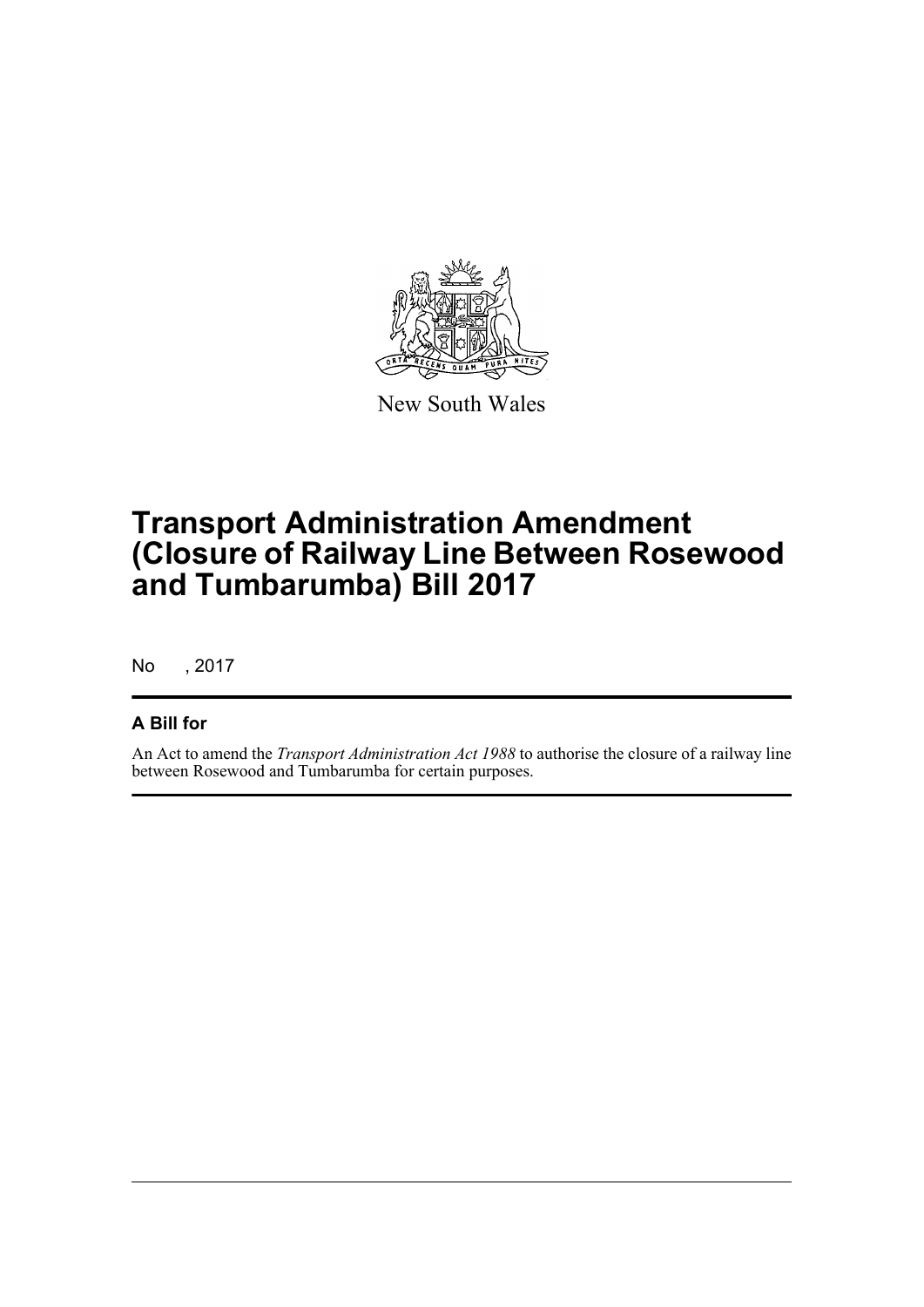New South Wales

# Transport Administration Amendment (Closure of Railway Line Between Rosewood and Tumbarumba) Bill 2017

No , 2017

## A Bill for

An Act to amend the *Transport Administration Act 1988* to authorise the closure of a railway line between Rosewood and Tumbarumba for certain purposes.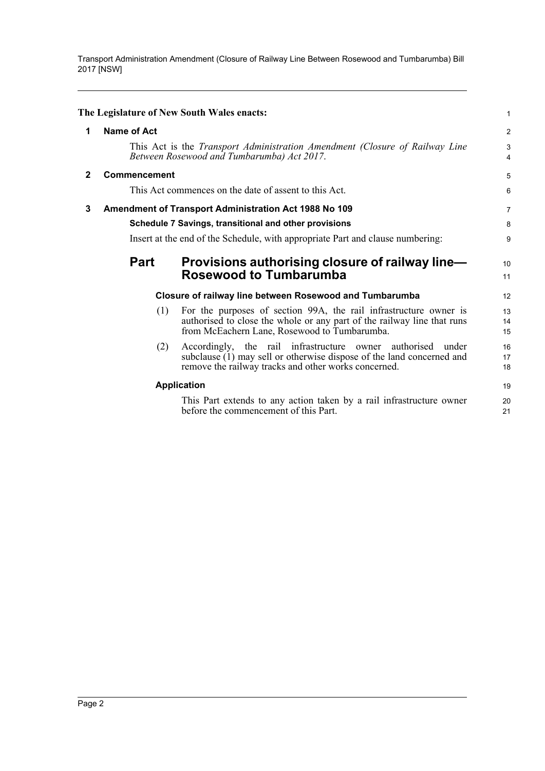**The Legislature of New South Wales enacts:**

## 1 Name of Act

This Act is the *Transport Administration Amendment (Closure of Railway Line Between Rosewood and Tumbarumba) Act 2017*.

## 2 Commencement

This Act commences on the date of assent to this Act.

## 3 Amendment of Transport Administration Act 1988 No 109

### Schedule 7 Savings, transitional and other provisions

Insert at the end of the Schedule, with appropriate Part and clause numbering:

## Part Provisions authorising closure of railway line—Rosewood to Tumbarumba

### Closure of railway line between Rosewood and Tumbarumba

(1) For the purposes of section 99A, the rail infrastructure owner is authorised to close the whole or any part of the railway line that runs from McEachern Lane, Rosewood to Tumbarumba.

(2) Accordingly, the rail infrastructure owner authorised under subclause (1) may sell or otherwise dispose of the land concerned and remove the railway tracks and other works concerned.

### Application

This Part extends to any action taken by a rail infrastructure owner before the commencement of this Part.